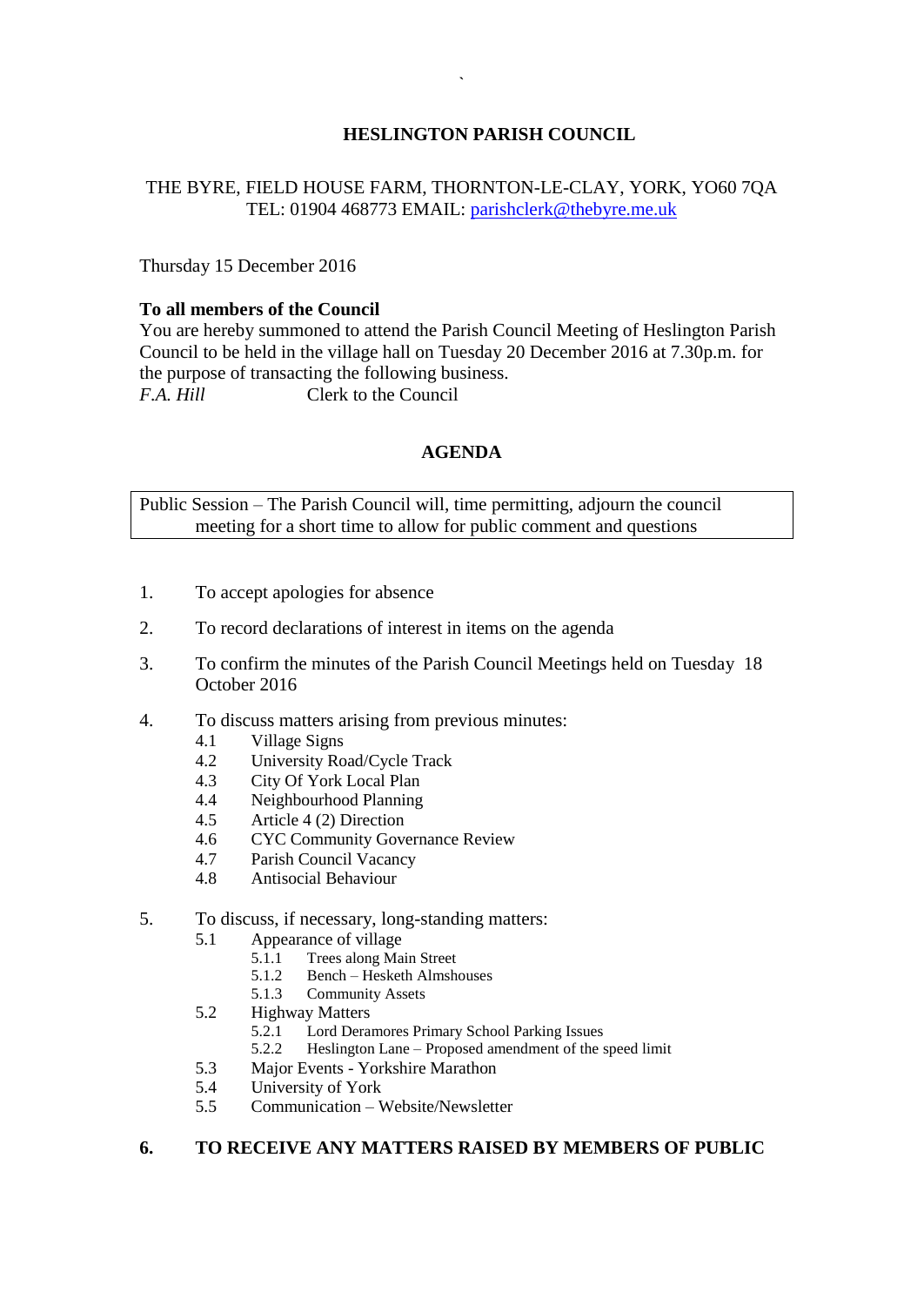# HESLINGTON PARISH COUNCIL

THE BYRE, FIELD HOUSE FARM, THORNTON-LE-CLAY, YORK, YO60 7QA
TEL: 01904 468773 EMAIL: parishclerk@thebyre.me.uk

Thursday 15 December 2016

**To all members of the Council**
You are hereby summoned to attend the Parish Council Meeting of Heslington Parish Council to be held in the village hall on Tuesday 20 December 2016 at 7.30p.m. for the purpose of transacting the following business.
*F.A. Hill* Clerk to the Council

## AGENDA

Public Session – The Parish Council will, time permitting, adjourn the council meeting for a short time to allow for public comment and questions

1. To accept apologies for absence

2. To record declarations of interest in items on the agenda

3. To confirm the minutes of the Parish Council Meetings held on Tuesday 18 October 2016

4. To discuss matters arising from previous minutes:
   - 4.1 Village Signs
   - 4.2 University Road/Cycle Track
   - 4.3 City Of York Local Plan
   - 4.4 Neighbourhood Planning
   - 4.5 Article 4 (2) Direction
   - 4.6 CYC Community Governance Review
   - 4.7 Parish Council Vacancy
   - 4.8 Antisocial Behaviour

5. To discuss, if necessary, long-standing matters:
   - 5.1 Appearance of village
     - 5.1.1 Trees along Main Street
     - 5.1.2 Bench – Hesketh Almshouses
     - 5.1.3 Community Assets
   - 5.2 Highway Matters
     - 5.2.1 Lord Deramores Primary School Parking Issues
     - 5.2.2 Heslington Lane – Proposed amendment of the speed limit
   - 5.3 Major Events - Yorkshire Marathon
   - 5.4 University of York
   - 5.5 Communication – Website/Newsletter

**6. TO RECEIVE ANY MATTERS RAISED BY MEMBERS OF PUBLIC**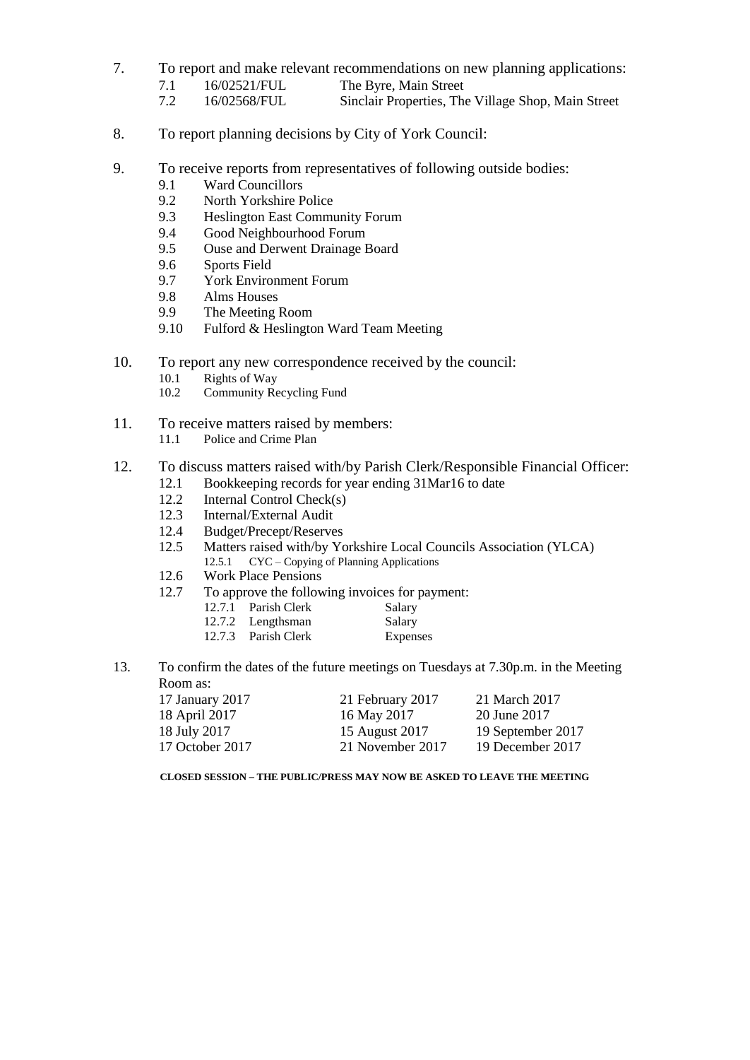7. To report and make relevant recommendations on new planning applications:
   - 7.1 16/02521/FUL The Byre, Main Street
   - 7.2 16/02568/FUL Sinclair Properties, The Village Shop, Main Street

8. To report planning decisions by City of York Council:

9. To receive reports from representatives of following outside bodies:
   - 9.1 Ward Councillors
   - 9.2 North Yorkshire Police
   - 9.3 Heslington East Community Forum
   - 9.4 Good Neighbourhood Forum
   - 9.5 Ouse and Derwent Drainage Board
   - 9.6 Sports Field
   - 9.7 York Environment Forum
   - 9.8 Alms Houses
   - 9.9 The Meeting Room
   - 9.10 Fulford & Heslington Ward Team Meeting

10. To report any new correspondence received by the council:
    - 10.1 Rights of Way
    - 10.2 Community Recycling Fund

11. To receive matters raised by members:
    - 11.1 Police and Crime Plan

12. To discuss matters raised with/by Parish Clerk/Responsible Financial Officer:
    - 12.1 Bookkeeping records for year ending 31Mar16 to date
    - 12.2 Internal Control Check(s)
    - 12.3 Internal/External Audit
    - 12.4 Budget/Precept/Reserves
    - 12.5 Matters raised with/by Yorkshire Local Councils Association (YLCA)
      - 12.5.1 CYC – Copying of Planning Applications
    - 12.6 Work Place Pensions
    - 12.7 To approve the following invoices for payment:
      - 12.7.1 Parish Clerk Salary
      - 12.7.2 Lengthsman Salary
      - 12.7.3 Parish Clerk Expenses

13. To confirm the dates of the future meetings on Tuesdays at 7.30p.m. in the Meeting Room as:

| | | |
|---|---|---|
| 17 January 2017 | 21 February 2017 | 21 March 2017 |
| 18 April 2017 | 16 May 2017 | 20 June 2017 |
| 18 July 2017 | 15 August 2017 | 19 September 2017 |
| 17 October 2017 | 21 November 2017 | 19 December 2017 |

**CLOSED SESSION – THE PUBLIC/PRESS MAY NOW BE ASKED TO LEAVE THE MEETING**